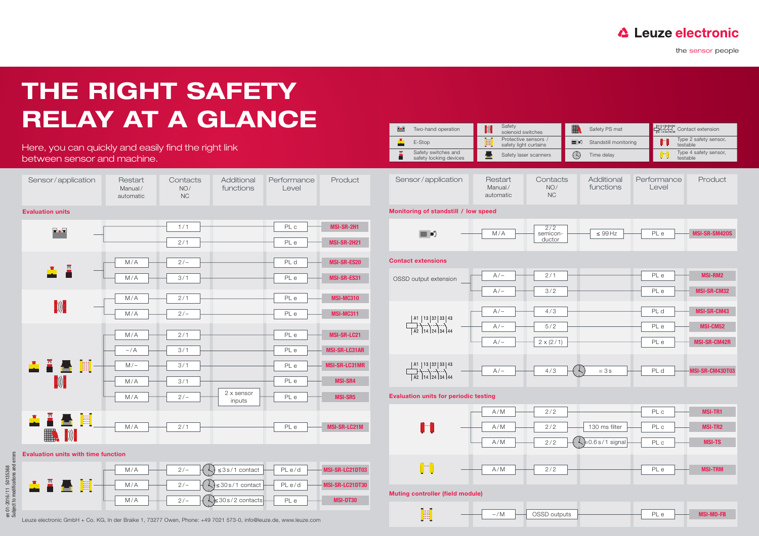Leuze electronic

the sensor people

# THE RIGHT SAFETY RELAY AT A GLANCE

Here, you can quickly and easily find the right link between sensor and machine.

| | | | |
|---|---|---|---|
| Two-hand operation | Safety solenoid switches | Safety PS mat | Contact extension |
| E-Stop | Protective sensors / safety light curtains | Standstill monitoring | Type 2 safety sensor, testable |
| Safety switches and safety locking devices | Safety laser scanners | Time delay | Type 4 safety sensor, testable |

| Sensor / application | Restart Manual / automatic | Contacts NO / NC | Additional functions | Performance Level | Product |
|---|---|---|---|---|---|
| **Evaluation units** | | | | | |
| Two-hand operation | | 1 / 1 | | PL c | MSI-SR-2H1 |
| | | 2 / 1 | | PL e | MSI-SR-2H21 |
| E-Stop, Safety switches | M / A | 2 / – | | PL d | MSI-SR-ES20 |
| | M / A | 3 / 1 | | PL e | MSI-SR-ES31 |
| Safety solenoid switches | M / A | 2 / 1 | | PL e | MSI-MC310 |
| | M / A | 2 / – | | PL e | MSI-MC311 |
| E-Stop, Safety switches, Safety laser scanners, Protective sensors, Safety solenoid switches | M / A | 2 / 1 | | PL e | MSI-SR-LC21 |
| | – / A | 3 / 1 | | PL e | MSI-SR-LC31AR |
| | M / – | 3 / 1 | | PL e | MSI-SR-LC31MR |
| | M / A | 3 / 1 | | PL e | MSI-SR4 |
| | M / A | 2 / – | 2 x sensor inputs | PL e | MSI-SR5 |
| E-Stop, Safety switches, Safety laser scanners, Protective sensors, Safety PS mat, Safety solenoid switches | M / A | 2 / 1 | | PL e | MSI-SR-LC21M |
| **Evaluation units with time function** | | | | | |
| E-Stop, Safety switches, Safety laser scanners, Protective sensors | M / A | 2 / – | ≤ 3 s / 1 contact | PL e / d | MSI-SR-LC21DT03 |
| | M / A | 2 / – | ≤ 30 s / 1 contact | PL e / d | MSI-SR-LC21DT30 |
| | M / A | 2 / – | ≤ 30 s / 2 contacts | PL e | MSI-DT30 |

| Sensor / application | Restart Manual / automatic | Contacts NO / NC | Additional functions | Performance Level | Product |
|---|---|---|---|---|---|
| **Monitoring of standstill / low speed** | | | | | |
| Standstill monitoring | M / A | 2 / 2 semiconductor | ≤ 99 Hz | PL e | MSI-SR-SM420S |
| **Contact extensions** | | | | | |
| OSSD output extension | A / – | 2 / 1 | | PL e | MSI-RM2 |
| | A / – | 3 / 2 | | PL e | MSI-SR-CM32 |
| Contact extension | A / – | 4 / 3 | | PL d | MSI-SR-CM43 |
| | A / – | 5 / 2 | | PL e | MSI-CM52 |
| | A / – | 2 x (2 / 1) | | PL e | MSI-SR-CM42R |
| Contact extension | A / – | 4 / 3 | = 3 s | PL d | MSI-SR-CM43DT03 |
| **Evaluation units for periodic testing** | | | | | |
| Type 2 safety sensor, testable | A / M | 2 / 2 | | PL c | MSI-TR1 |
| | A / M | 2 / 2 | 130 ms filter | PL c | MSI-TR2 |
| | A / M | 2 / 2 | 0.6 s / 1 signal | PL c | MSI-TS |
| Type 4 safety sensor, testable | A / M | 2 / 2 | | PL e | MSI-TRM |
| **Muting controller (field module)** | | | | | |
| Protective sensors | – / M | OSSD outputs | | PL e | MSI-MD-FB |

en 01-2016/11 50133368
Subject to modifications and errors

Leuze electronic GmbH + Co. KG, In der Braike 1, 73277 Owen, Phone: +49 7021 573-0, info@leuze.de, www.leuze.com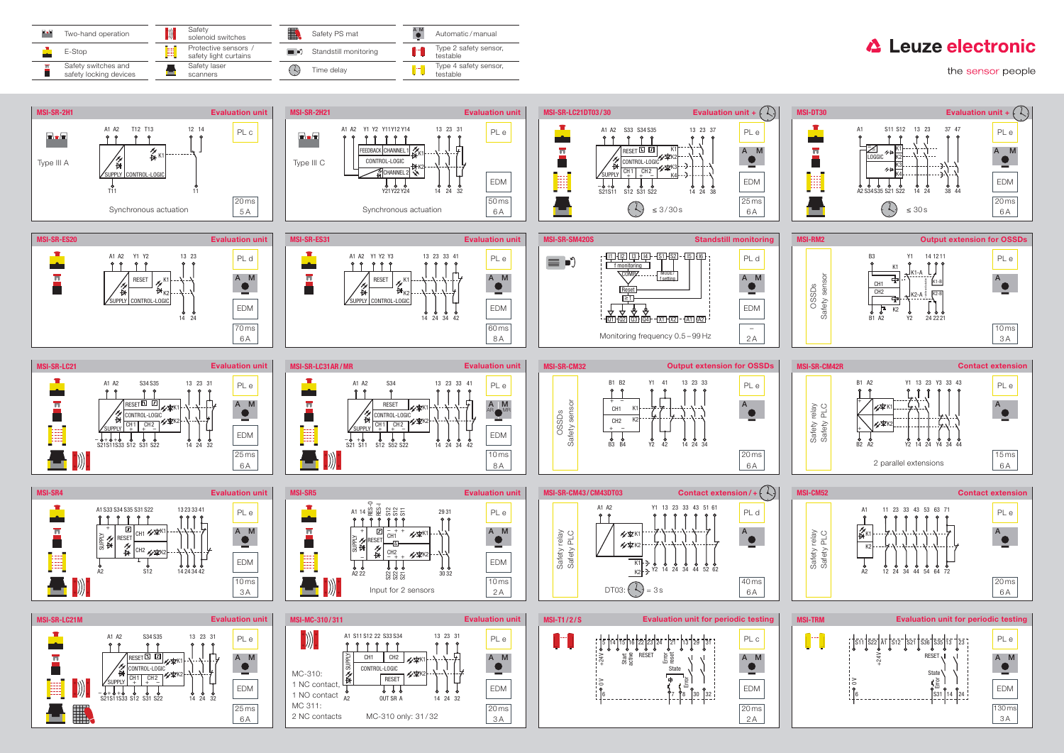| | | | | | | | |
|---|---|---|---|---|---|---|---|
| | Two-hand operation | | Safety solenoid switches | | Safety PS mat | | Automatic / manual |
| | E-Stop | | Protective sensors / safety light curtains | | Standstill monitoring | | Type 2 safety sensor, testable |
| | Safety switches and safety locking devices | | Safety laser scanners | | Time delay | | Type 4 safety sensor, testable |

**Leuze electronic**

the sensor people

## MSI-SR-2H1 — Evaluation unit

Type III A

A1 A2 T12 T13 12 14

SUPPLY CONTROL-LOGIC

T11 11

Synchronous actuation

PL c

20 ms

5 A

## MSI-SR-2H21 — Evaluation unit

Type III C

A1 A2 Y1 Y2 Y11Y12 Y14 13 23 31

FEEDBACK CHANNEL 1 CONTROL-LOGIC CHANNEL 2

Y21Y22Y24 14 24 32

Synchronous actuation

PL e

EDM

50 ms

6 A

## MSI-SR-LC21DT03/30 — Evaluation unit + time delay

A1 A2 S33 S34 S35 13 23 37

RESET CONTROL-LOGIC SUPPLY CH1 CH2

S21S11 S12 S31 S22 14 24 38

≤ 3 / 30 s

PL e

A M

EDM

25 ms

6 A

## MSI-DT30 — Evaluation unit + time delay

A1 S11 S12 13 23 37 47

LOGIC

A2 S34 S35 S21 S22 14 24 38 44

≤ 30 s

PL e

A M

EDM

20 ms

6 A

## MSI-SR-ES20 — Evaluation unit

A1 A2 Y1 Y2 13 23

RESET SUPPLY CONTROL-LOGIC

14 24

PL d

A M

EDM

70 ms

6 A

## MSI-SR-ES31 — Evaluation unit

A1 A2 Y1 Y2 Y3 13 23 33 41

RESET SUPPLY CONTROL-LOGIC

14 24 34 42

PL e

A M

EDM

60 ms

8 A

## MSI-SR-SM420S — Standstill monitoring

I1 I2 I3 I4 S1 S2 I5 I6

f monitoring COMP. MODE f setting Reset

O1 O2 O3 O4 X1 X2 A1 A2

Monitoring frequency 0.5 – 99 Hz

PL d

A M

EDM

–

2 A

## MSI-RM2 — Output extension for OSSDs

OSSDs Safety sensor

B3 Y1 14 12 11

CH1 CH2

B1 A2 Y2 24 22 21

PL e

A

10 ms

3 A

## MSI-SR-LC21 — Evaluation unit

A1 A2 S34 S35 13 23 31

RESET CONTROL-LOGIC SUPPLY CH1 CH2

S21S11S33 S12 S31 S22 14 24 32

PL e

A M

EDM

25 ms

6 A

## MSI-SR-LC31AR/MR — Evaluation unit

A1 A2 S34 13 23 33 41

RESET CONTROL-LOGIC SUPPLY CH1 CH2

S21 S11 S12 S52 S22 14 24 34 42

PL e

A M (AR MR)

EDM

10 ms

8 A

## MSI-SR-CM32 — Output extension for OSSDs

OSSDs Safety sensor

B1 B2 Y1 41 13 23 33

CH1 CH2

B3 B4 Y2 42 14 24 34

PL e

A

20 ms

6 A

## MSI-SR-CM42R — Contact extension

Safety relay Safety PLC

B1 A2 Y1 13 23 Y3 33 43

B2 A2 Y2 14 24 Y4 34 44

2 parallel extensions

PL e

A

15 ms

6 A

## MSI-SR4 — Evaluation unit

A1 S33 S34 S35 S31 S22 13 23 33 41

SUPPLY RESET CH1 CH2

A2 S12 14 24 34 42

PL e

A M

EDM

10 ms

3 A

## MSI-SR5 — Evaluation unit

A1 14 RES-0 RES-I S12 S13 S11 29 31

SUPPLY RESET CH1 CH2

A2 22 S22 S23 S21 30 32

Input for 2 sensors

PL e

A M

EDM

10 ms

2 A

## MSI-SR-CM43/CM43DT03 — Contact extension / + time delay

Safety relay Safety PLC

A1 A2 Y1 13 23 33 43 51 61

K1 K2 Y2 14 24 34 44 52 62

DT03: = 3 s

PL d

A

40 ms

6 A

## MSI-CM52 — Contact extension

Safety relay Safety PLC

A1 11 23 33 43 53 63 71

K1 K2

A2 12 24 34 44 54 64 72

PL e

A

20 ms

6 A

## MSI-SR-LC21M — Evaluation unit

A1 A2 S34 S35 13 23 31

RESET CONTROL-LOGIC SUPPLY CH1 CH2

S21S11S33 S12 S31 S22 14 24 32

PL e

A M

EDM

25 ms

6 A

## MSI-MC-310/311 — Evaluation unit

A1 S11 S12 22 S33 S34 13 23 31

SUPPLY CH1 CH2 CONTROL-LOGIC RESET

A2 OUT SR A 14 24 32

MC-310: 1 NC contact, 1 NO contact

MC 311: 2 NC contacts

MC-310 only: 31/32

PL e

A M

EDM

20 ms

3 A

## MSI-T1/2/S — Evaluation unit for periodic testing

15 14 15 16 22 23 24 21 13 29 31

+24 V Start active RESET Error reset State Error

0 V 6 7 8 30 32

PL c

A M

EDM

20 ms

2 A

## MSI-TRM — Evaluation unit for periodic testing

S11 S22 A1 S12 S21 S36 S35 13 23

+24 V RESET State Error

0 V 6 S31 14 24

PL e

A M

EDM

130 ms

3 A